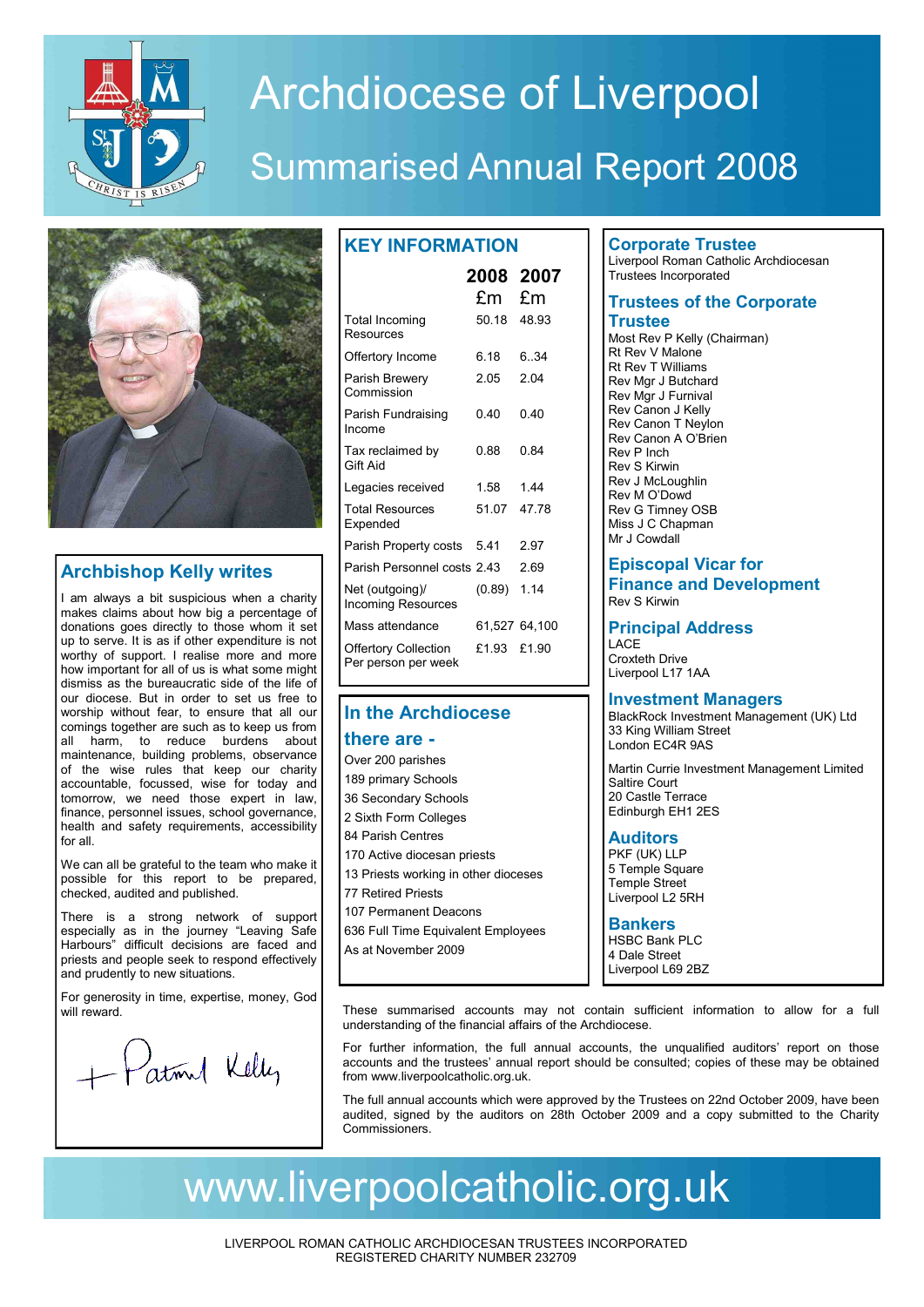# Archdiocese of Liverpool

## Summarised Annual Report 2008

## Archbishop Kelly writes

I am always a bit suspicious when a charity makes claims about how big a percentage of donations goes directly to those whom it set up to serve. It is as if other expenditure is not worthy of support. I realise more and more how important for all of us is what some might dismiss as the bureaucratic side of the life of our diocese. But in order to set us free to worship without fear, to ensure that all our comings together are such as to keep us from all harm, to reduce burdens about maintenance, building problems, observance of the wise rules that keep our charity accountable, focussed, wise for today and tomorrow, we need those expert in law, finance, personnel issues, school governance, health and safety requirements, accessibility for all.

We can all be grateful to the team who make it possible for this report to be prepared, checked, audited and published.

There is a strong network of support especially as in the journey "Leaving Safe Harbours" difficult decisions are faced and priests and people seek to respond effectively and prudently to new situations.

For generosity in time, expertise, money, God will reward.

+ Patrick Kelly

## KEY INFORMATION

| | 2008 £m | 2007 £m |
|---|---|---|
| Total Incoming Resources | 50.18 | 48.93 |
| Offertory Income | 6.18 | 6..34 |
| Parish Brewery Commission | 2.05 | 2.04 |
| Parish Fundraising Income | 0.40 | 0.40 |
| Tax reclaimed by Gift Aid | 0.88 | 0.84 |
| Legacies received | 1.58 | 1.44 |
| Total Resources Expended | 51.07 | 47.78 |
| Parish Property costs | 5.41 | 2.97 |
| Parish Personnel costs | 2.43 | 2.69 |
| Net (outgoing)/ Incoming Resources | (0.89) | 1.14 |
| Mass attendance | 61,527 | 64,100 |
| Offertory Collection Per person per week | £1.93 | £1.90 |

## In the Archdiocese there are -

- Over 200 parishes
- 189 primary Schools
- 36 Secondary Schools
- 2 Sixth Form Colleges
- 84 Parish Centres
- 170 Active diocesan priests
- 13 Priests working in other dioceses
- 77 Retired Priests
- 107 Permanent Deacons
- 636 Full Time Equivalent Employees

As at November 2009

## Corporate Trustee

Liverpool Roman Catholic Archdiocesan Trustees Incorporated

## Trustees of the Corporate Trustee

Most Rev P Kelly (Chairman)
Rt Rev V Malone
Rt Rev T Williams
Rev Mgr J Butchard
Rev Mgr J Furnival
Rev Canon J Kelly
Rev Canon T Neylon
Rev Canon A O'Brien
Rev P Inch
Rev S Kirwin
Rev J McLoughlin
Rev M O'Dowd
Rev G Timney OSB
Miss J C Chapman
Mr J Cowdall

## Episcopal Vicar for Finance and Development

Rev S Kirwin

## Principal Address

LACE
Croxteth Drive
Liverpool L17 1AA

## Investment Managers

BlackRock Investment Management (UK) Ltd
33 King William Street
London EC4R 9AS

Martin Currie Investment Management Limited
Saltire Court
20 Castle Terrace
Edinburgh EH1 2ES

## Auditors

PKF (UK) LLP
5 Temple Square
Temple Street
Liverpool L2 5RH

## Bankers

HSBC Bank PLC
4 Dale Street
Liverpool L69 2BZ

These summarised accounts may not contain sufficient information to allow for a full understanding of the financial affairs of the Archdiocese.

For further information, the full annual accounts, the unqualified auditors' report on those accounts and the trustees' annual report should be consulted; copies of these may be obtained from www.liverpoolcatholic.org.uk.

The full annual accounts which were approved by the Trustees on 22nd October 2009, have been audited, signed by the auditors on 28th October 2009 and a copy submitted to the Charity Commissioners.

www.liverpoolcatholic.org.uk

LIVERPOOL ROMAN CATHOLIC ARCHDIOCESAN TRUSTEES INCORPORATED
REGISTERED CHARITY NUMBER 232709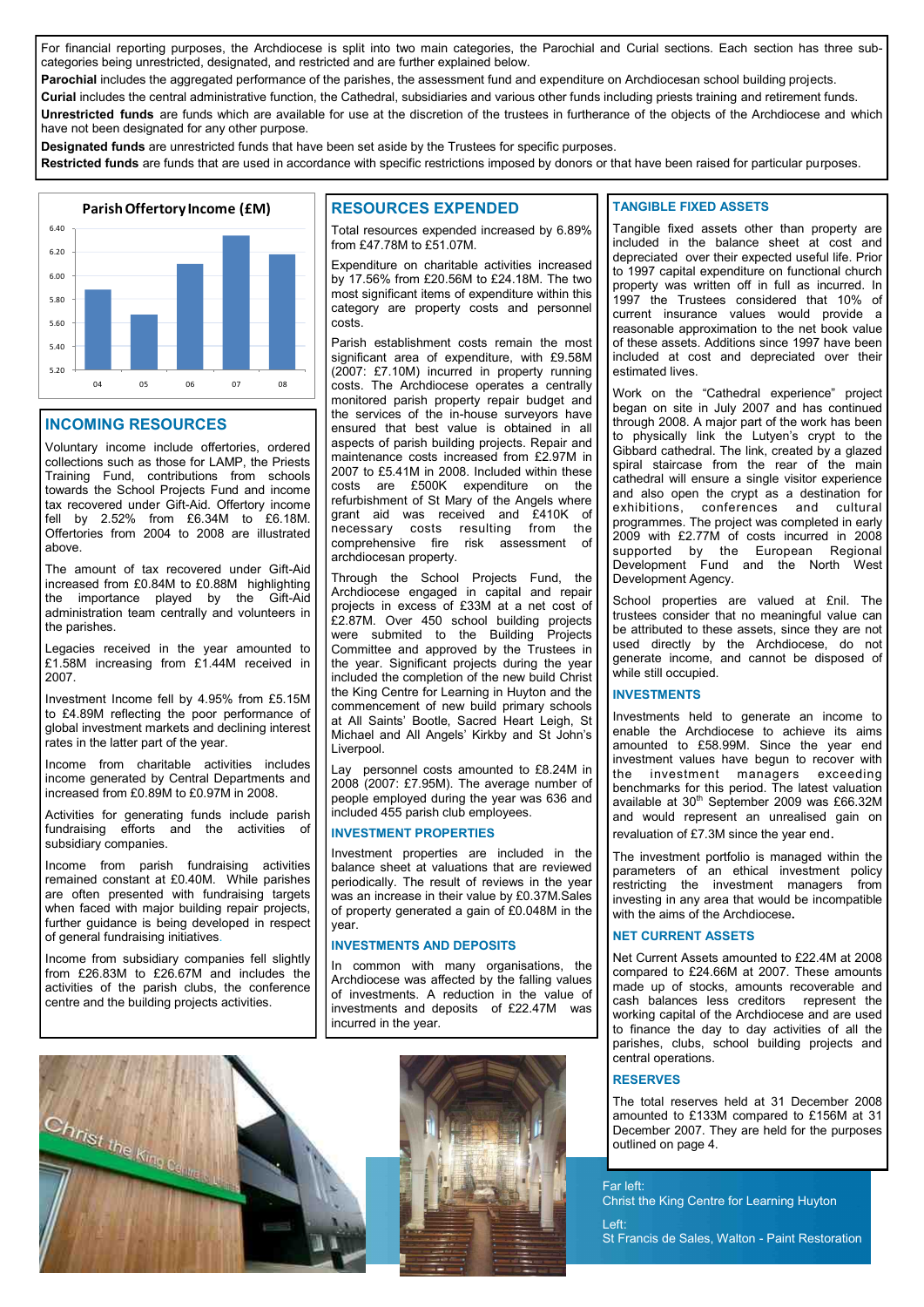For financial reporting purposes, the Archdiocese is split into two main categories, the Parochial and Curial sections. Each section has three sub-categories being unrestricted, designated, and restricted and are further explained below.

**Parochial** includes the aggregated performance of the parishes, the assessment fund and expenditure on Archdiocesan school building projects.

**Curial** includes the central administrative function, the Cathedral, subsidiaries and various other funds including priests training and retirement funds.

**Unrestricted funds** are funds which are available for use at the discretion of the trustees in furtherance of the objects of the Archdiocese and which have not been designated for any other purpose.

**Designated funds** are unrestricted funds that have been set aside by the Trustees for specific purposes.

**Restricted funds** are funds that are used in accordance with specific restrictions imposed by donors or that have been raised for particular purposes.

**Parish Offertory Income (£M)**

## INCOMING RESOURCES

Voluntary income include offertories, ordered collections such as those for LAMP, the Priests Training Fund, contributions from schools towards the School Projects Fund and income tax recovered under Gift-Aid. Offertory income fell by 2.52% from £6.34M to £6.18M. Offertories from 2004 to 2008 are illustrated above.

The amount of tax recovered under Gift-Aid increased from £0.84M to £0.88M highlighting the importance played by the Gift-Aid administration team centrally and volunteers in the parishes.

Legacies received in the year amounted to £1.58M increasing from £1.44M received in 2007.

Investment Income fell by 4.95% from £5.15M to £4.89M reflecting the poor performance of global investment markets and declining interest rates in the latter part of the year.

Income from charitable activities includes income generated by Central Departments and increased from £0.89M to £0.97M in 2008.

Activities for generating funds include parish fundraising efforts and the activities of subsidiary companies.

Income from parish fundraising activities remained constant at £0.40M. While parishes are often presented with fundraising targets when faced with major building repair projects, further guidance is being developed in respect of general fundraising initiatives.

Income from subsidiary companies fell slightly from £26.83M to £26.67M and includes the activities of the parish clubs, the conference centre and the building projects activities.

## RESOURCES EXPENDED

Total resources expended increased by 6.89% from £47.78M to £51.07M.

Expenditure on charitable activities increased by 17.56% from £20.56M to £24.18M. The two most significant items of expenditure within this category are property costs and personnel costs.

Parish establishment costs remain the most significant area of expenditure, with £9.58M (2007: £7.10M) incurred in property running costs. The Archdiocese operates a centrally monitored parish property repair budget and the services of the in-house surveyors have ensured that best value is obtained in all aspects of parish building projects. Repair and maintenance costs increased from £2.97M in 2007 to £5.41M in 2008. Included within these costs are £500K expenditure on the refurbishment of St Mary of the Angels where grant aid was received and £410K of necessary costs resulting from the comprehensive fire risk assessment of archdiocesan property.

Through the School Projects Fund, the Archdiocese engaged in capital and repair projects in excess of £33M at a net cost of £2.87M. Over 450 school building projects were submited to the Building Projects Committee and approved by the Trustees in the year. Significant projects during the year included the completion of the new build Christ the King Centre for Learning in Huyton and the commencement of new build primary schools at All Saints' Bootle, Sacred Heart Leigh, St Michael and All Angels' Kirkby and St John's Liverpool.

Lay personnel costs amounted to £8.24M in 2008 (2007: £7.95M). The average number of people employed during the year was 636 and included 455 parish club employees.

### INVESTMENT PROPERTIES

Investment properties are included in the balance sheet at valuations that are reviewed periodically. The result of reviews in the year was an increase in their value by £0.37M.Sales of property generated a gain of £0.048M in the year.

### INVESTMENTS AND DEPOSITS

In common with many organisations, the Archdiocese was affected by the falling values of investments. A reduction in the value of investments and deposits of £22.47M was incurred in the year.

### TANGIBLE FIXED ASSETS

Tangible fixed assets other than property are included in the balance sheet at cost and depreciated over their expected useful life. Prior to 1997 capital expenditure on functional church property was written off in full as incurred. In 1997 the Trustees considered that 10% of current insurance values would provide a reasonable approximation to the net book value of these assets. Additions since 1997 have been included at cost and depreciated over their estimated lives.

Work on the "Cathedral experience" project began on site in July 2007 and has continued through 2008. A major part of the work has been to physically link the Lutyen's crypt to the Gibbard cathedral. The link, created by a glazed spiral staircase from the rear of the main cathedral will ensure a single visitor experience and also open the crypt as a destination for exhibitions, conferences and cultural programmes. The project was completed in early 2009 with £2.77M of costs incurred in 2008 supported by the European Regional Development Fund and the North West Development Agency.

School properties are valued at £nil. The trustees consider that no meaningful value can be attributed to these assets, since they are not used directly by the Archdiocese, do not generate income, and cannot be disposed of while still occupied.

### INVESTMENTS

Investments held to generate an income to enable the Archdiocese to achieve its aims amounted to £58.99M. Since the year end investment values have begun to recover with the investment managers exceeding benchmarks for this period. The latest valuation available at 30th September 2009 was £66.32M and would represent an unrealised gain on revaluation of £7.3M since the year end.

The investment portfolio is managed within the parameters of an ethical investment policy restricting the investment managers from investing in any area that would be incompatible with the aims of the Archdiocese.

### NET CURRENT ASSETS

Net Current Assets amounted to £22.4M at 2008 compared to £24.66M at 2007. These amounts made up of stocks, amounts recoverable and cash balances less creditors represent the working capital of the Archdiocese and are used to finance the day to day activities of all the parishes, clubs, school building projects and central operations.

### RESERVES

The total reserves held at 31 December 2008 amounted to £133M compared to £156M at 31 December 2007. They are held for the purposes outlined on page 4.

Far left:
Christ the King Centre for Learning Huyton

Left:
St Francis de Sales, Walton - Paint Restoration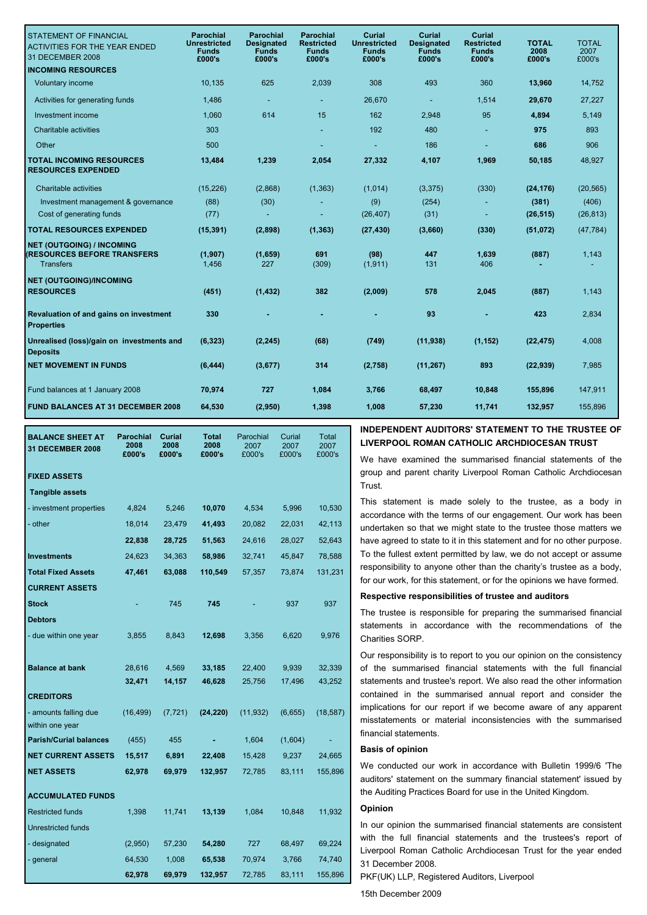| STATEMENT OF FINANCIAL ACTIVITIES FOR THE YEAR ENDED 31 DECEMBER 2008 | Parochial Unrestricted Funds £000's | Parochial Designated Funds £000's | Parochial Restricted Funds £000's | Curial Unrestricted Funds £000's | Curial Designated Funds £000's | Curial Restricted Funds £000's | TOTAL 2008 £000's | TOTAL 2007 £000's |
|---|---|---|---|---|---|---|---|---|
| **INCOMING RESOURCES** | | | | | | | | |
| Voluntary income | 10,135 | 625 | 2,039 | 308 | 493 | 360 | **13,960** | 14,752 |
| Activities for generating funds | 1,486 | - | - | 26,670 | - | 1,514 | **29,670** | 27,227 |
| Investment income | 1,060 | 614 | 15 | 162 | 2,948 | 95 | **4,894** | 5,149 |
| Charitable activities | 303 | | - | 192 | 480 | - | **975** | 893 |
| Other | 500 | | - | - | 186 | - | **686** | 906 |
| **TOTAL INCOMING RESOURCES** | **13,484** | **1,239** | **2,054** | **27,332** | **4,107** | **1,969** | **50,185** | 48,927 |
| **RESOURCES EXPENDED** | | | | | | | | |
| Charitable activities | (15,226) | (2,868) | (1,363) | (1,014) | (3,375) | (330) | **(24,176)** | (20,565) |
| Investment management & governance | (88) | (30) | - | (9) | (254) | - | **(381)** | (406) |
| Cost of generating funds | (77) | - | - | (26,407) | (31) | - | **(26,515)** | (26,813) |
| **TOTAL RESOURCES EXPENDED** | **(15,391)** | **(2,898)** | **(1,363)** | **(27,430)** | **(3,660)** | **(330)** | **(51,072)** | (47,784) |
| **NET (OUTGOING) / INCOMING (RESOURCES BEFORE TRANSFERS** | **(1,907)** | **(1,659)** | **691** | **(98)** | **447** | **1,639** | **(887)** | 1,143 |
| Transfers | 1,456 | 227 | (309) | (1,911) | 131 | 406 | **-** | - |
| **NET (OUTGOING)/INCOMING RESOURCES** | **(451)** | **(1,432)** | **382** | **(2,009)** | **578** | **2,045** | **(887)** | 1,143 |
| **Revaluation of and gains on investment Properties** | **330** | **-** | **-** | **-** | **93** | **-** | **423** | 2,834 |
| **Unrealised (loss)/gain on investments and Deposits** | **(6,323)** | **(2,245)** | **(68)** | **(749)** | **(11,938)** | **(1,152)** | **(22,475)** | 4,008 |
| **NET MOVEMENT IN FUNDS** | **(6,444)** | **(3,677)** | **314** | **(2,758)** | **(11,267)** | **893** | **(22,939)** | 7,985 |
| Fund balances at 1 January 2008 | **70,974** | **727** | **1,084** | **3,766** | **68,497** | **10,848** | **155,896** | 147,911 |
| **FUND BALANCES AT 31 DECEMBER 2008** | **64,530** | **(2,950)** | **1,398** | **1,008** | **57,230** | **11,741** | **132,957** | 155,896 |

| BALANCE SHEET AT 31 DECEMBER 2008 | Parochial 2008 £000's | Curial 2008 £000's | Total 2008 £000's | Parochial 2007 £000's | Curial 2007 £000's | Total 2007 £000's |
|---|---|---|---|---|---|---|
| **FIXED ASSETS** | | | | | | |
| **Tangible assets** | | | | | | |
| - investment properties | 4,824 | 5,246 | **10,070** | 4,534 | 5,996 | 10,530 |
| - other | 18,014 | 23,479 | **41,493** | 20,082 | 22,031 | 42,113 |
| | **22,838** | **28,725** | **51,563** | 24,616 | 28,027 | 52,643 |
| **Investments** | 24,623 | 34,363 | **58,986** | 32,741 | 45,847 | 78,588 |
| **Total Fixed Assets** | **47,461** | **63,088** | **110,549** | 57,357 | 73,874 | 131,231 |
| **CURRENT ASSETS** | | | | | | |
| **Stock** | - | 745 | **745** | - | 937 | 937 |
| **Debtors** | | | | | | |
| - due within one year | 3,855 | 8,843 | **12,698** | 3,356 | 6,620 | 9,976 |
| **Balance at bank** | 28,616 | 4,569 | **33,185** | 22,400 | 9,939 | 32,339 |
| | **32,471** | **14,157** | **46,628** | 25,756 | 17,496 | 43,252 |
| **CREDITORS** | | | | | | |
| - amounts falling due within one year | (16,499) | (7,721) | **(24,220)** | (11,932) | (6,655) | (18,587) |
| **Parish/Curial balances** | (455) | 455 | **-** | 1,604 | (1,604) | - |
| **NET CURRENT ASSETS** | **15,517** | **6,891** | **22,408** | 15,428 | 9,237 | 24,665 |
| **NET ASSETS** | **62,978** | **69,979** | **132,957** | 72,785 | 83,111 | 155,896 |
| **ACCUMULATED FUNDS** | | | | | | |
| Restricted funds | 1,398 | 11,741 | **13,139** | 1,084 | 10,848 | 11,932 |
| Unrestricted funds | | | | | | |
| - designated | (2,950) | 57,230 | **54,280** | 727 | 68,497 | 69,224 |
| - general | 64,530 | 1,008 | **65,538** | 70,974 | 3,766 | 74,740 |
| | **62,978** | **69,979** | **132,957** | 72,785 | 83,111 | 155,896 |

## INDEPENDENT AUDITORS' STATEMENT TO THE TRUSTEE OF LIVERPOOL ROMAN CATHOLIC ARCHDIOCESAN TRUST

We have examined the summarised financial statements of the group and parent charity Liverpool Roman Catholic Archdiocesan Trust.

This statement is made solely to the trustee, as a body in accordance with the terms of our engagement. Our work has been undertaken so that we might state to the trustee those matters we have agreed to state to it in this statement and for no other purpose. To the fullest extent permitted by law, we do not accept or assume responsibility to anyone other than the charity's trustee as a body, for our work, for this statement, or for the opinions we have formed.

**Respective responsibilities of trustee and auditors**

The trustee is responsible for preparing the summarised financial statements in accordance with the recommendations of the Charities SORP.

Our responsibility is to report to you our opinion on the consistency of the summarised financial statements with the full financial statements and trustee's report. We also read the other information contained in the summarised annual report and consider the implications for our report if we become aware of any apparent misstatements or material inconsistencies with the summarised financial statements.

**Basis of opinion**

We conducted our work in accordance with Bulletin 1999/6 'The auditors' statement on the summary financial statement' issued by the Auditing Practices Board for use in the United Kingdom.

**Opinion**

In our opinion the summarised financial statements are consistent with the full financial statements and the trustees's report of Liverpool Roman Catholic Archdiocesan Trust for the year ended 31 December 2008.

PKF(UK) LLP, Registered Auditors, Liverpool

15th December 2009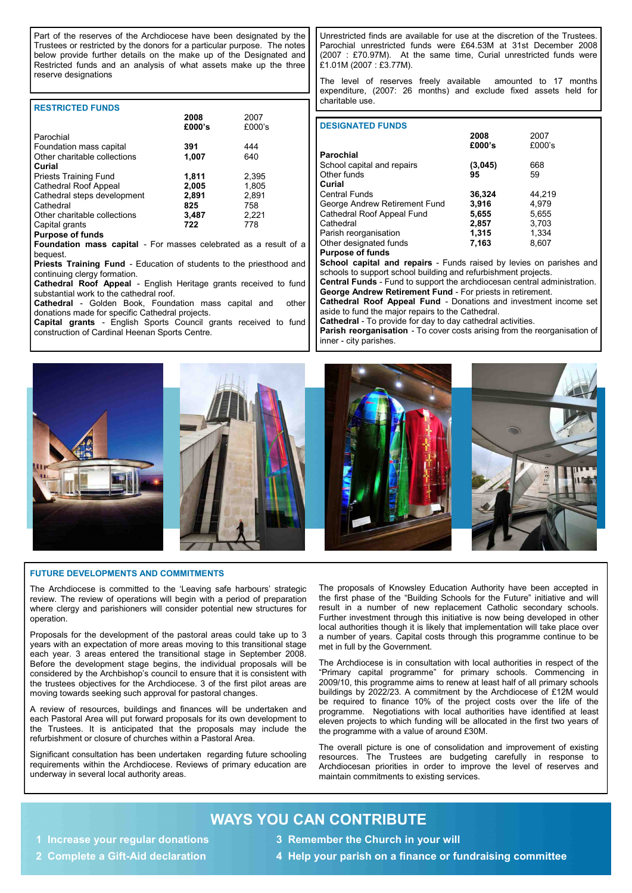Part of the reserves of the Archdiocese have been designated by the Trustees or restricted by the donors for a particular purpose. The notes below provide further details on the make up of the Designated and Restricted funds and an analysis of what assets make up the three reserve designations

## RESTRICTED FUNDS

| | 2008 £000's | 2007 £000's |
|---|---|---|
| Parochial | | |
| Foundation mass capital | **391** | 444 |
| Other charitable collections | **1,007** | 640 |
| **Curial** | | |
| Priests Training Fund | **1,811** | 2,395 |
| Cathedral Roof Appeal | **2,005** | 1,805 |
| Cathedral steps development | **2,891** | 2,891 |
| Cathedral | **825** | 758 |
| Other charitable collections | **3,487** | 2,221 |
| Capital grants | **722** | 778 |

**Purpose of funds**

**Foundation mass capital** - For masses celebrated as a result of a bequest.

**Priests Training Fund** - Education of students to the priesthood and continuing clergy formation.

**Cathedral Roof Appeal** - English Heritage grants received to fund substantial work to the cathedral roof.

**Cathedral** - Golden Book, Foundation mass capital and other donations made for specific Cathedral projects.

**Capital grants** - English Sports Council grants received to fund construction of Cardinal Heenan Sports Centre.

Unrestricted finds are available for use at the discretion of the Trustees. Parochial unrestricted funds were £64.53M at 31st December 2008 (2007 : £70.97M). At the same time, Curial unrestricted funds were £1.01M (2007 : £3.77M).

The level of reserves freely available amounted to 17 months expenditure, (2007: 26 months) and exclude fixed assets held for charitable use.

## DESIGNATED FUNDS

| | 2008 £000's | 2007 £000's |
|---|---|---|
| **Parochial** | | |
| School capital and repairs | **(3,045)** | 668 |
| Other funds | **95** | 59 |
| **Curial** | | |
| Central Funds | **36,324** | 44,219 |
| George Andrew Retirement Fund | **3,916** | 4,979 |
| Cathedral Roof Appeal Fund | **5,655** | 5,655 |
| Cathedral | **2,857** | 3,703 |
| Parish reorganisation | **1,315** | 1,334 |
| Other designated funds | **7,163** | 8,607 |

**Purpose of funds**

**School capital and repairs** - Funds raised by levies on parishes and schools to support school building and refurbishment projects.

**Central Funds** - Fund to support the archdiocesan central administration.

**George Andrew Retirement Fund** - For priests in retirement.

**Cathedral Roof Appeal Fund** - Donations and investment income set aside to fund the major repairs to the Cathedral.

**Cathedral** - To provide for day to day cathedral activities.

**Parish reorganisation** - To cover costs arising from the reorganisation of inner - city parishes.

## FUTURE DEVELOPMENTS AND COMMITMENTS

The Archdiocese is committed to the 'Leaving safe harbours' strategic review. The review of operations will begin with a period of preparation where clergy and parishioners will consider potential new structures for operation.

Proposals for the development of the pastoral areas could take up to 3 years with an expectation of more areas moving to this transitional stage each year. 3 areas entered the transitional stage in September 2008. Before the development stage begins, the individual proposals will be considered by the Archbishop's council to ensure that it is consistent with the trustees objectives for the Archdiocese. 3 of the first pilot areas are moving towards seeking such approval for pastoral changes.

A review of resources, buildings and finances will be undertaken and each Pastoral Area will put forward proposals for its own development to the Trustees. It is anticipated that the proposals may include the refurbishment or closure of churches within a Pastoral Area.

Significant consultation has been undertaken regarding future schooling requirements within the Archdiocese. Reviews of primary education are underway in several local authority areas.

The proposals of Knowsley Education Authority have been accepted in the first phase of the "Building Schools for the Future" initiative and will result in a number of new replacement Catholic secondary schools. Further investment through this initiative is now being developed in other local authorities though it is likely that implementation will take place over a number of years. Capital costs through this programme continue to be met in full by the Government.

The Archdiocese is in consultation with local authorities in respect of the "Primary capital programme" for primary schools. Commencing in 2009/10, this programme aims to renew at least half of all primary schools buildings by 2022/23. A commitment by the Archdiocese of £12M would be required to finance 10% of the project costs over the life of the programme. Negotiations with local authorities have identified at least eleven projects to which funding will be allocated in the first two years of the programme with a value of around £30M.

The overall picture is one of consolidation and improvement of existing resources. The Trustees are budgeting carefully in response to Archdiocesan priorities in order to improve the level of reserves and maintain commitments to existing services.

## WAYS YOU CAN CONTRIBUTE

1. **Increase your regular donations**
2. **Complete a Gift-Aid declaration**
3. **Remember the Church in your will**
4. **Help your parish on a finance or fundraising committee**